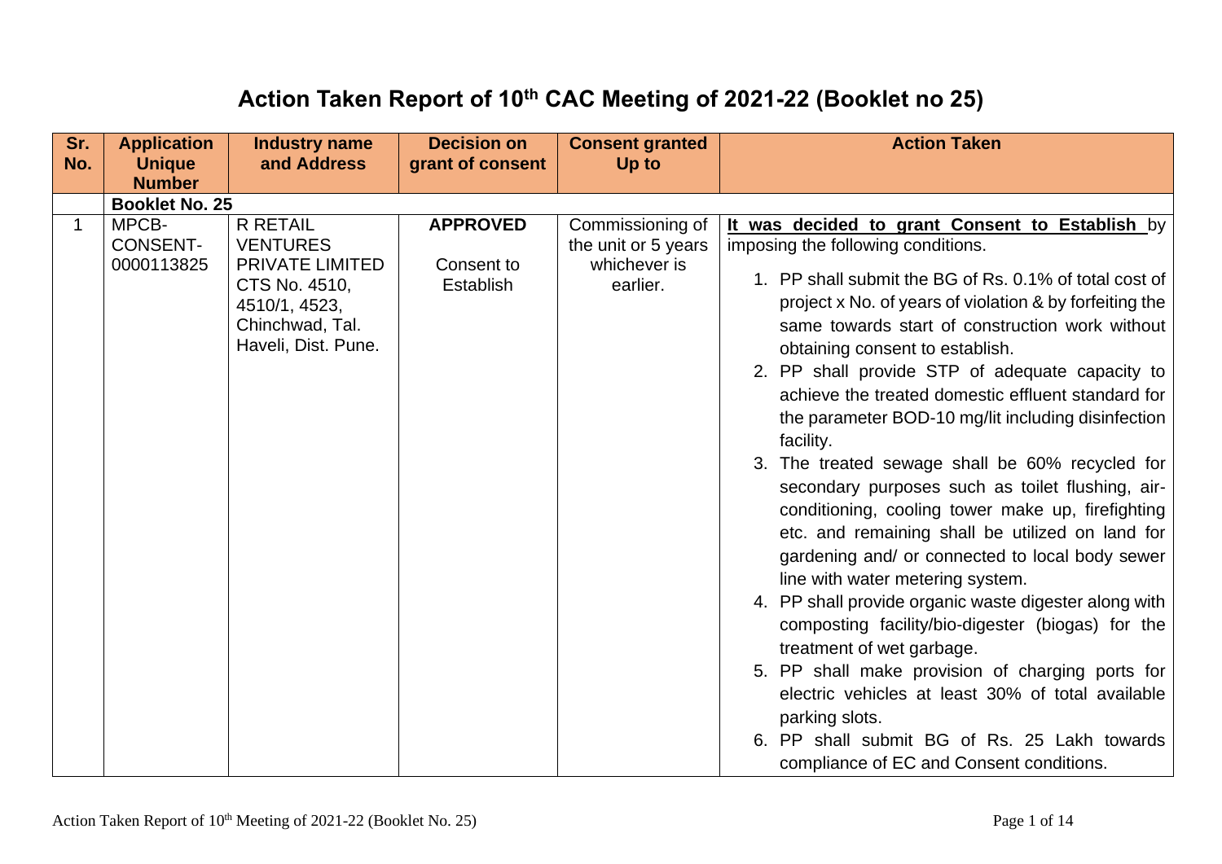# Action Taken Report of 10th CAC Meeting of 2021-22 (Booklet no 25)

| Sr. No. | Application Unique Number | Industry name and Address | Decision on grant of consent | Consent granted Up to | Action Taken |
|---|---|---|---|---|---|
| | **Booklet No. 25** | | | | |
| 1 | MPCB-CONSENT-0000113825 | R RETAIL VENTURES PRIVATE LIMITED CTS No. 4510, 4510/1, 4523, Chinchwad, Tal. Haveli, Dist. Pune. | **APPROVED** Consent to Establish | Commissioning of the unit or 5 years whichever is earlier. | **It was decided to grant Consent to Establish** by imposing the following conditions.<br>1. PP shall submit the BG of Rs. 0.1% of total cost of project x No. of years of violation & by forfeiting the same towards start of construction work without obtaining consent to establish.<br>2. PP shall provide STP of adequate capacity to achieve the treated domestic effluent standard for the parameter BOD-10 mg/lit including disinfection facility.<br>3. The treated sewage shall be 60% recycled for secondary purposes such as toilet flushing, air-conditioning, cooling tower make up, firefighting etc. and remaining shall be utilized on land for gardening and/ or connected to local body sewer line with water metering system.<br>4. PP shall provide organic waste digester along with composting facility/bio-digester (biogas) for the treatment of wet garbage.<br>5. PP shall make provision of charging ports for electric vehicles at least 30% of total available parking slots.<br>6. PP shall submit BG of Rs. 25 Lakh towards compliance of EC and Consent conditions. |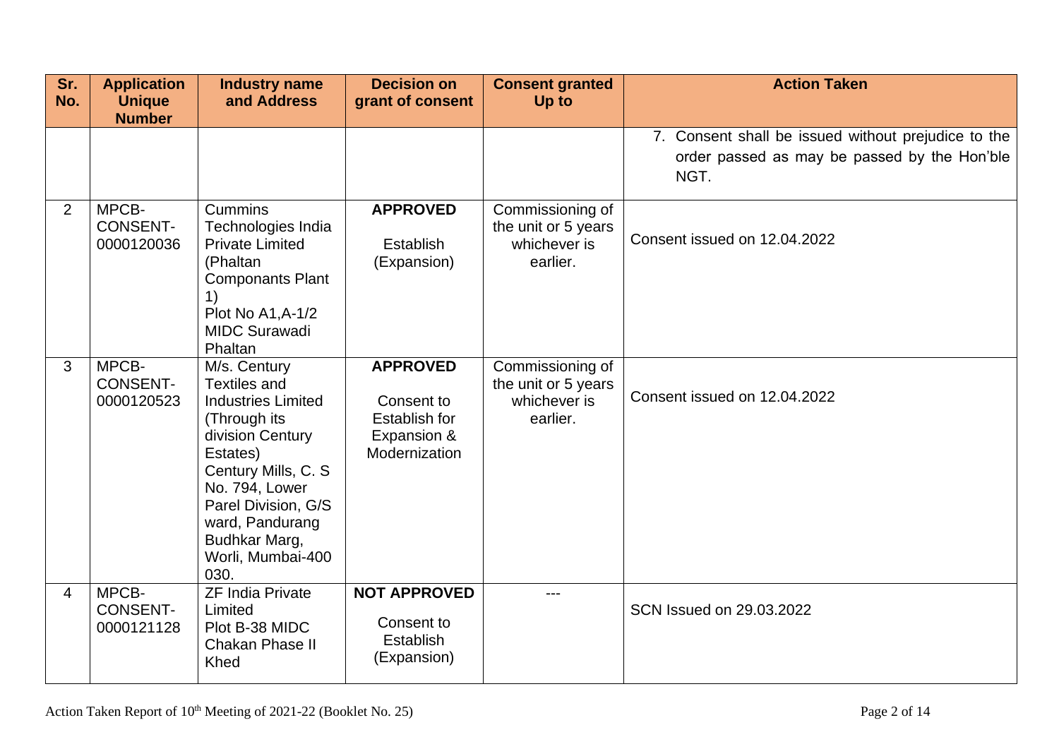| Sr. No. | Application Unique Number | Industry name and Address | Decision on grant of consent | Consent granted Up to | Action Taken |
|---|---|---|---|---|---|
| | | | | | 7. Consent shall be issued without prejudice to the order passed as may be passed by the Hon'ble NGT. |
| 2 | MPCB-CONSENT-0000120036 | Cummins Technologies India Private Limited (Phaltan Componants Plant 1) Plot No A1,A-1/2 MIDC Surawadi Phaltan | **APPROVED** Establish (Expansion) | Commissioning of the unit or 5 years whichever is earlier. | Consent issued on 12.04.2022 |
| 3 | MPCB-CONSENT-0000120523 | M/s. Century Textiles and Industries Limited (Through its division Century Estates) Century Mills, C. S No. 794, Lower Parel Division, G/S ward, Pandurang Budhkar Marg, Worli, Mumbai-400 030. | **APPROVED** Consent to Establish for Expansion & Modernization | Commissioning of the unit or 5 years whichever is earlier. | Consent issued on 12.04.2022 |
| 4 | MPCB-CONSENT-0000121128 | ZF India Private Limited Plot B-38 MIDC Chakan Phase II Khed | **NOT APPROVED** Consent to Establish (Expansion) | --- | SCN Issued on 29.03.2022 |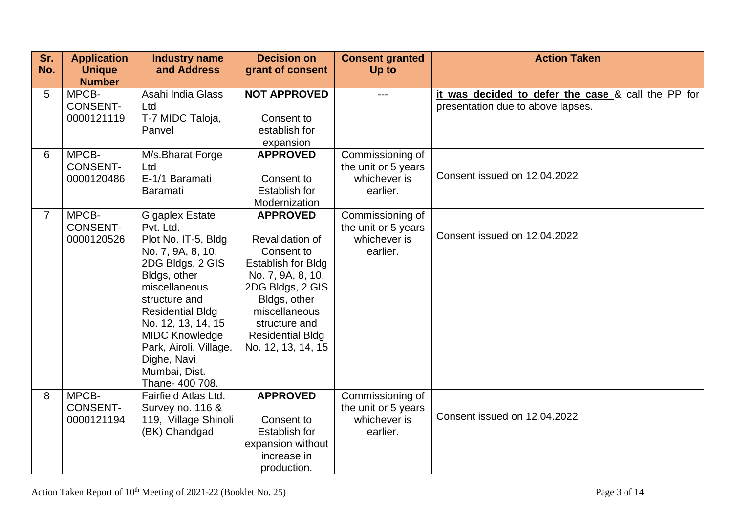| Sr. No. | Application Unique Number | Industry name and Address | Decision on grant of consent | Consent granted Up to | Action Taken |
|---|---|---|---|---|---|
| 5 | MPCB-CONSENT-0000121119 | Asahi India Glass Ltd T-7 MIDC Taloja, Panvel | **NOT APPROVED** Consent to establish for expansion | --- | **it was decided to defer the case** & call the PP for presentation due to above lapses. |
| 6 | MPCB-CONSENT-0000120486 | M/s.Bharat Forge Ltd E-1/1 Baramati Baramati | **APPROVED** Consent to Establish for Modernization | Commissioning of the unit or 5 years whichever is earlier. | Consent issued on 12.04.2022 |
| 7 | MPCB-CONSENT-0000120526 | Gigaplex Estate Pvt. Ltd. Plot No. IT-5, Bldg No. 7, 9A, 8, 10, 2DG Bldgs, 2 GIS Bldgs, other miscellaneous structure and Residential Bldg No. 12, 13, 14, 15 MIDC Knowledge Park, Airoli, Village. Dighe, Navi Mumbai, Dist. Thane- 400 708. | **APPROVED** Revalidation of Consent to Establish for Bldg No. 7, 9A, 8, 10, 2DG Bldgs, 2 GIS Bldgs, other miscellaneous structure and Residential Bldg No. 12, 13, 14, 15 | Commissioning of the unit or 5 years whichever is earlier. | Consent issued on 12.04.2022 |
| 8 | MPCB-CONSENT-0000121194 | Fairfield Atlas Ltd. Survey no. 116 & 119, Village Shinoli (BK) Chandgad | **APPROVED** Consent to Establish for expansion without increase in production. | Commissioning of the unit or 5 years whichever is earlier. | Consent issued on 12.04.2022 |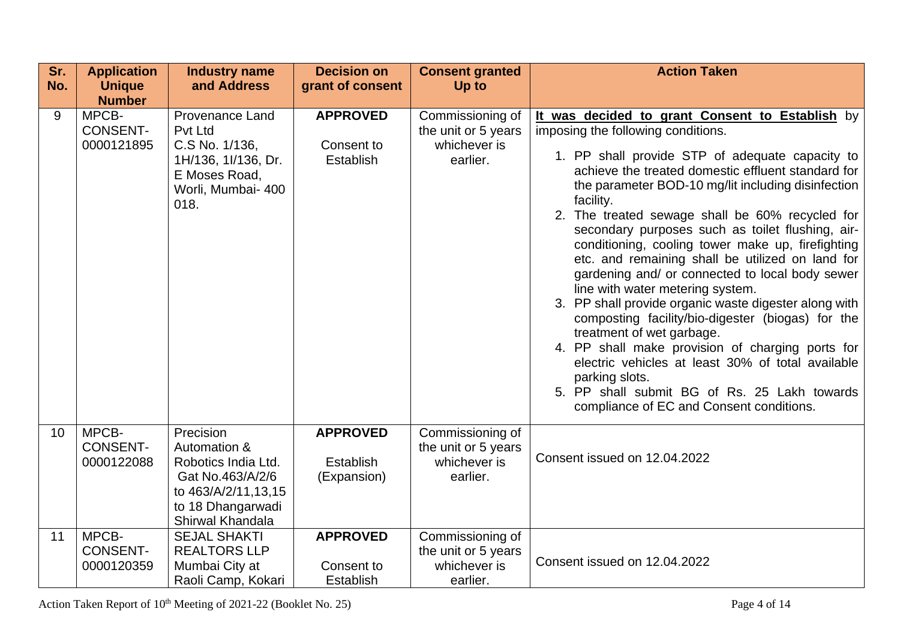| Sr. No. | Application Unique Number | Industry name and Address | Decision on grant of consent | Consent granted Up to | Action Taken |
|---|---|---|---|---|---|
| 9 | MPCB-CONSENT-0000121895 | Provenance Land Pvt Ltd C.S No. 1/136, 1H/136, 1I/136, Dr. E Moses Road, Worli, Mumbai- 400 018. | **APPROVED** Consent to Establish | Commissioning of the unit or 5 years whichever is earlier. | **It was decided to grant Consent to Establish** by imposing the following conditions.<br>1. PP shall provide STP of adequate capacity to achieve the treated domestic effluent standard for the parameter BOD-10 mg/lit including disinfection facility.<br>2. The treated sewage shall be 60% recycled for secondary purposes such as toilet flushing, air-conditioning, cooling tower make up, firefighting etc. and remaining shall be utilized on land for gardening and/ or connected to local body sewer line with water metering system.<br>3. PP shall provide organic waste digester along with composting facility/bio-digester (biogas) for the treatment of wet garbage.<br>4. PP shall make provision of charging ports for electric vehicles at least 30% of total available parking slots.<br>5. PP shall submit BG of Rs. 25 Lakh towards compliance of EC and Consent conditions. |
| 10 | MPCB-CONSENT-0000122088 | Precision Automation & Robotics India Ltd. Gat No.463/A/2/6 to 463/A/2/11,13,15 to 18 Dhangarwadi Shirwal Khandala | **APPROVED** Establish (Expansion) | Commissioning of the unit or 5 years whichever is earlier. | Consent issued on 12.04.2022 |
| 11 | MPCB-CONSENT-0000120359 | SEJAL SHAKTI REALTORS LLP Mumbai City at Raoli Camp, Kokari | **APPROVED** Consent to Establish | Commissioning of the unit or 5 years whichever is earlier. | Consent issued on 12.04.2022 |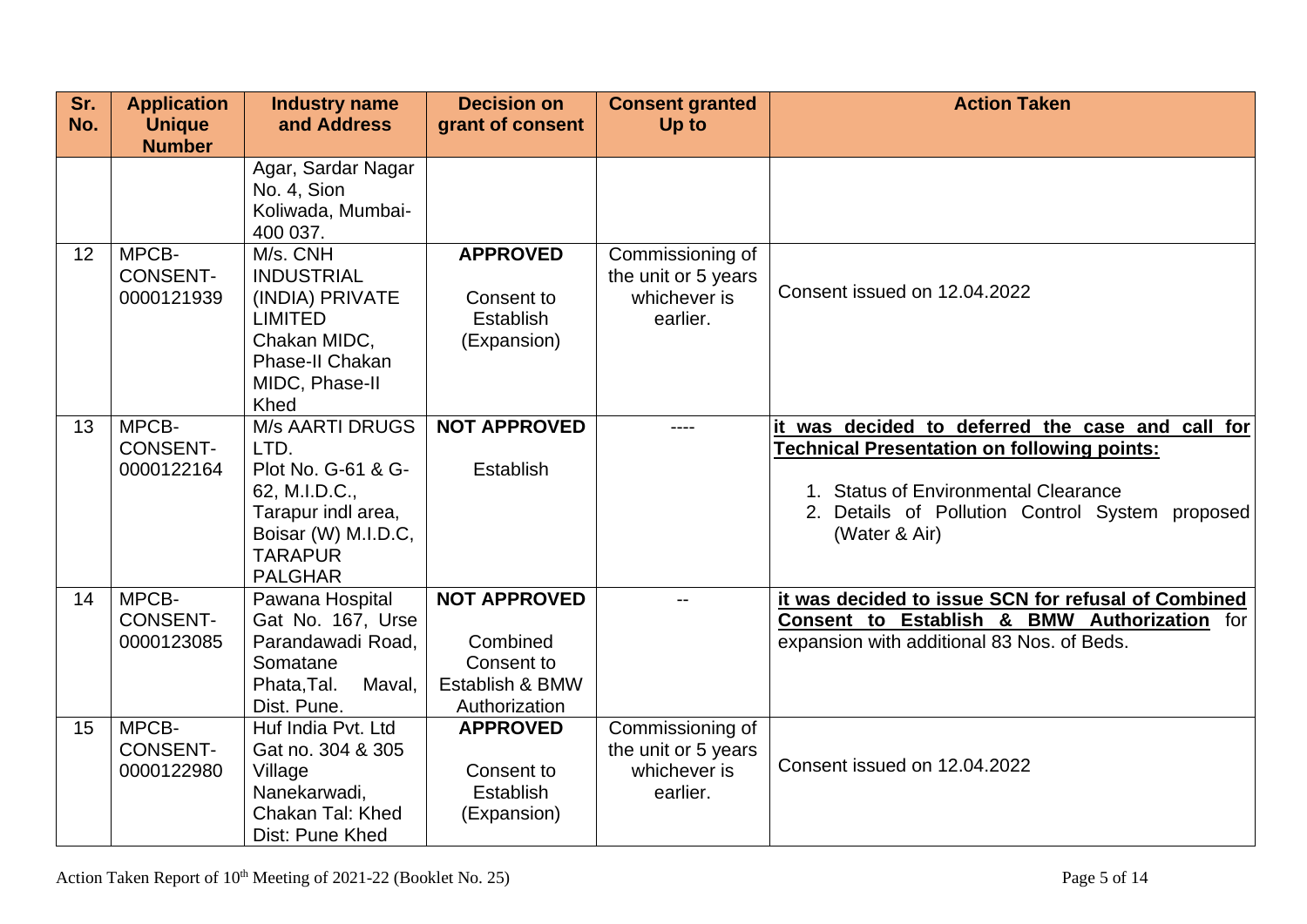| Sr. No. | Application Unique Number | Industry name and Address | Decision on grant of consent | Consent granted Up to | Action Taken |
|---|---|---|---|---|---|
| | | Agar, Sardar Nagar No. 4, Sion Koliwada, Mumbai-400 037. | | | |
| 12 | MPCB-CONSENT-0000121939 | M/s. CNH INDUSTRIAL (INDIA) PRIVATE LIMITED Chakan MIDC, Phase-II Chakan MIDC, Phase-II Khed | **APPROVED** Consent to Establish (Expansion) | Commissioning of the unit or 5 years whichever is earlier. | Consent issued on 12.04.2022 |
| 13 | MPCB-CONSENT-0000122164 | M/s AARTI DRUGS LTD. Plot No. G-61 & G-62, M.I.D.C., Tarapur indl area, Boisar (W) M.I.D.C, TARAPUR PALGHAR | **NOT APPROVED** Establish | ---- | **it was decided to deferred the case and call for Technical Presentation on following points:** 1. Status of Environmental Clearance 2. Details of Pollution Control System proposed (Water & Air) |
| 14 | MPCB-CONSENT-0000123085 | Pawana Hospital Gat No. 167, Urse Parandawadi Road, Somatane Phata,Tal. Maval, Dist. Pune. | **NOT APPROVED** Combined Consent to Establish & BMW Authorization | -- | **it was decided to issue SCN for refusal of Combined Consent to Establish & BMW Authorization** for expansion with additional 83 Nos. of Beds. |
| 15 | MPCB-CONSENT-0000122980 | Huf India Pvt. Ltd Gat no. 304 & 305 Village Nanekarwadi, Chakan Tal: Khed Dist: Pune Khed | **APPROVED** Consent to Establish (Expansion) | Commissioning of the unit or 5 years whichever is earlier. | Consent issued on 12.04.2022 |

Action Taken Report of 10th Meeting of 2021-22 (Booklet No. 25)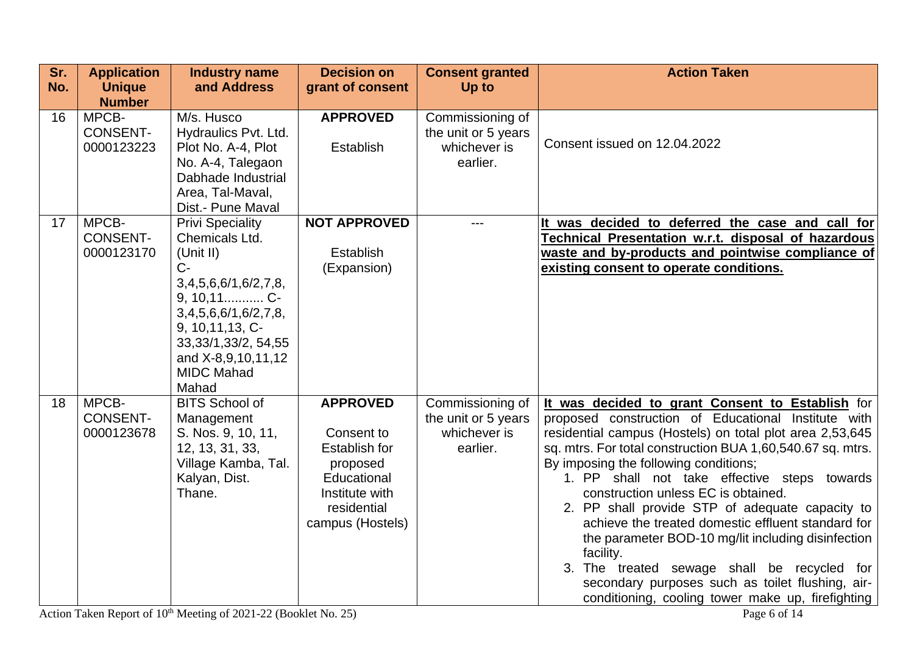| Sr. No. | Application Unique Number | Industry name and Address | Decision on grant of consent | Consent granted Up to | Action Taken |
|---|---|---|---|---|---|
| 16 | MPCB-CONSENT-0000123223 | M/s. Husco Hydraulics Pvt. Ltd. Plot No. A-4, Plot No. A-4, Talegaon Dabhade Industrial Area, Tal-Maval, Dist.- Pune Maval | **APPROVED** Establish | Commissioning of the unit or 5 years whichever is earlier. | Consent issued on 12.04.2022 |
| 17 | MPCB-CONSENT-0000123170 | Privi Speciality Chemicals Ltd. (Unit II) C-3,4,5,6,6/1,6/2,7,8, 9, 10,11.......... C-3,4,5,6,6/1,6/2,7,8, 9, 10,11,13, C-33,33/1,33/2, 54,55 and X-8,9,10,11,12 MIDC Mahad Mahad | **NOT APPROVED** Establish (Expansion) | --- | **It was decided to deferred the case and call for Technical Presentation w.r.t. disposal of hazardous waste and by-products and pointwise compliance of existing consent to operate conditions.** |
| 18 | MPCB-CONSENT-0000123678 | BITS School of Management S. Nos. 9, 10, 11, 12, 13, 31, 33, Village Kamba, Tal. Kalyan, Dist. Thane. | **APPROVED** Consent to Establish for proposed Educational Institute with residential campus (Hostels) | Commissioning of the unit or 5 years whichever is earlier. | **It was decided to grant Consent to Establish** for proposed construction of Educational Institute with residential campus (Hostels) on total plot area 2,53,645 sq. mtrs. For total construction BUA 1,60,540.67 sq. mtrs. By imposing the following conditions; 1. PP shall not take effective steps towards construction unless EC is obtained. 2. PP shall provide STP of adequate capacity to achieve the treated domestic effluent standard for the parameter BOD-10 mg/lit including disinfection facility. 3. The treated sewage shall be recycled for secondary purposes such as toilet flushing, air-conditioning, cooling tower make up, firefighting |

Action Taken Report of 10th Meeting of 2021-22 (Booklet No. 25)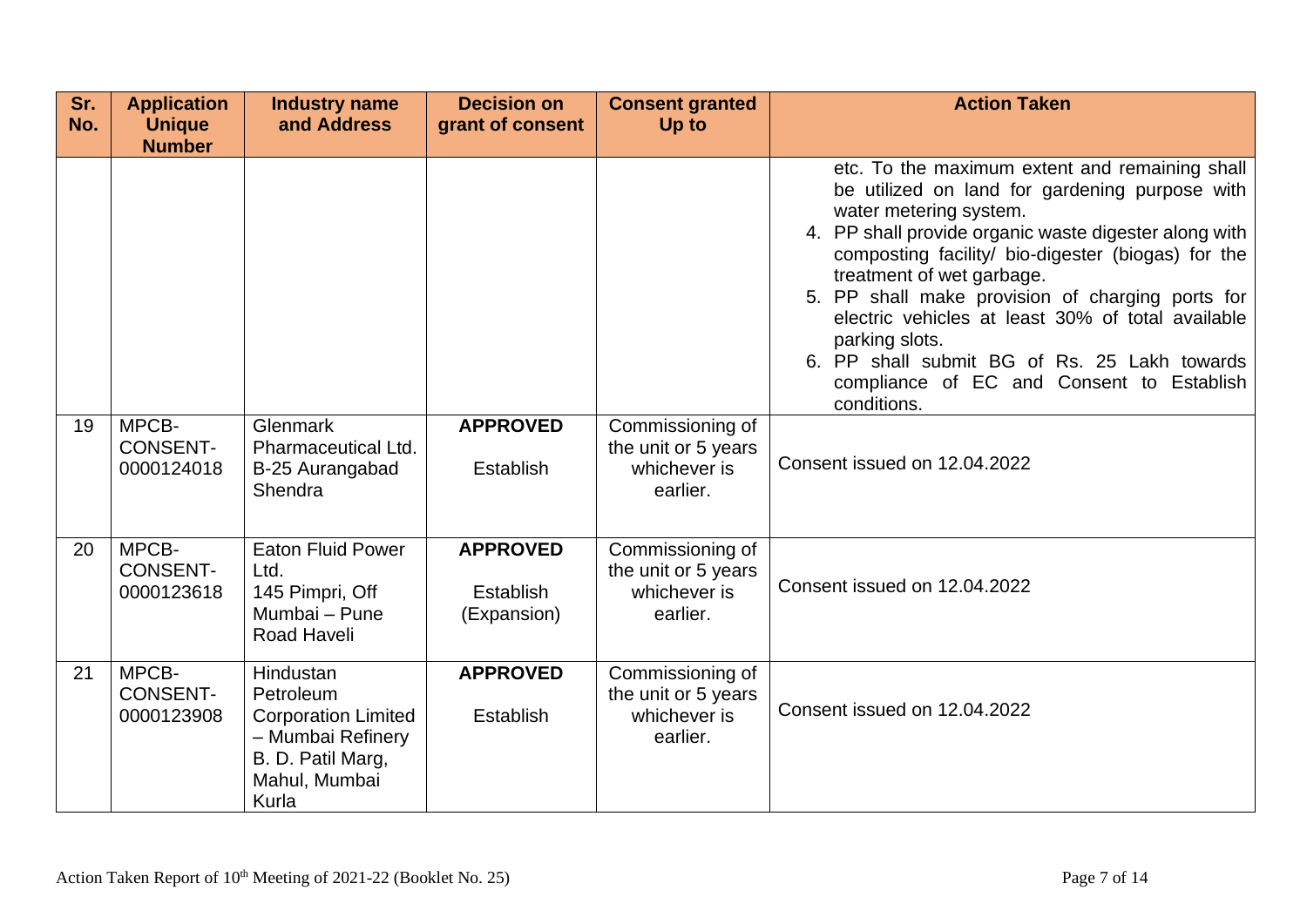| Sr. No. | Application Unique Number | Industry name and Address | Decision on grant of consent | Consent granted Up to | Action Taken |
|---|---|---|---|---|---|
| | | | | | etc. To the maximum extent and remaining shall be utilized on land for gardening purpose with water metering system.<br>4. PP shall provide organic waste digester along with composting facility/ bio-digester (biogas) for the treatment of wet garbage.<br>5. PP shall make provision of charging ports for electric vehicles at least 30% of total available parking slots.<br>6. PP shall submit BG of Rs. 25 Lakh towards compliance of EC and Consent to Establish conditions. |
| 19 | MPCB-CONSENT-0000124018 | Glenmark Pharmaceutical Ltd. B-25 Aurangabad Shendra | **APPROVED**<br>Establish | Commissioning of the unit or 5 years whichever is earlier. | Consent issued on 12.04.2022 |
| 20 | MPCB-CONSENT-0000123618 | Eaton Fluid Power Ltd. 145 Pimpri, Off Mumbai – Pune Road Haveli | **APPROVED**<br>Establish (Expansion) | Commissioning of the unit or 5 years whichever is earlier. | Consent issued on 12.04.2022 |
| 21 | MPCB-CONSENT-0000123908 | Hindustan Petroleum Corporation Limited – Mumbai Refinery B. D. Patil Marg, Mahul, Mumbai Kurla | **APPROVED**<br>Establish | Commissioning of the unit or 5 years whichever is earlier. | Consent issued on 12.04.2022 |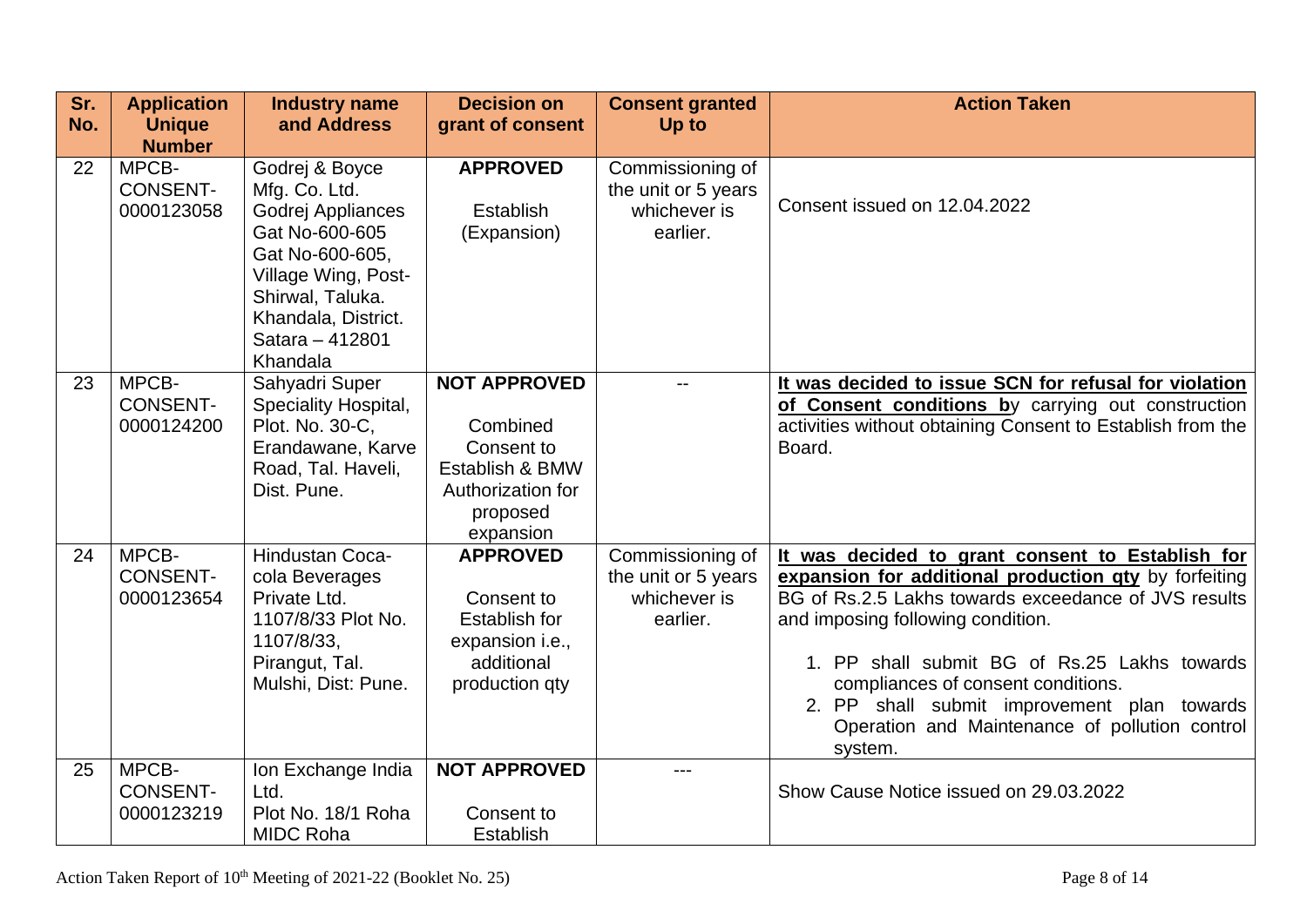| Sr. No. | Application Unique Number | Industry name and Address | Decision on grant of consent | Consent granted Up to | Action Taken |
|---|---|---|---|---|---|
| 22 | MPCB-CONSENT-0000123058 | Godrej & Boyce Mfg. Co. Ltd. Godrej Appliances Gat No-600-605 Gat No-600-605, Village Wing, Post-Shirwal, Taluka. Khandala, District. Satara – 412801 Khandala | **APPROVED**<br><br>Establish (Expansion) | Commissioning of the unit or 5 years whichever is earlier. | Consent issued on 12.04.2022 |
| 23 | MPCB-CONSENT-0000124200 | Sahyadri Super Speciality Hospital, Plot. No. 30-C, Erandawane, Karve Road, Tal. Haveli, Dist. Pune. | **NOT APPROVED**<br><br>Combined Consent to Establish & BMW Authorization for proposed expansion | -- | **It was decided to issue SCN for refusal for violation of Consent conditions b**y carrying out construction activities without obtaining Consent to Establish from the Board. |
| 24 | MPCB-CONSENT-0000123654 | Hindustan Coca-cola Beverages Private Ltd. 1107/8/33 Plot No. 1107/8/33, Pirangut, Tal. Mulshi, Dist: Pune. | **APPROVED**<br><br>Consent to Establish for expansion i.e., additional production qty | Commissioning of the unit or 5 years whichever is earlier. | **It was decided to grant consent to Establish for expansion for additional production qty** by forfeiting BG of Rs.2.5 Lakhs towards exceedance of JVS results and imposing following condition.<br><br>1. PP shall submit BG of Rs.25 Lakhs towards compliances of consent conditions.<br>2. PP shall submit improvement plan towards Operation and Maintenance of pollution control system. |
| 25 | MPCB-CONSENT-0000123219 | Ion Exchange India Ltd. Plot No. 18/1 Roha MIDC Roha | **NOT APPROVED**<br><br>Consent to Establish | --- | Show Cause Notice issued on 29.03.2022 |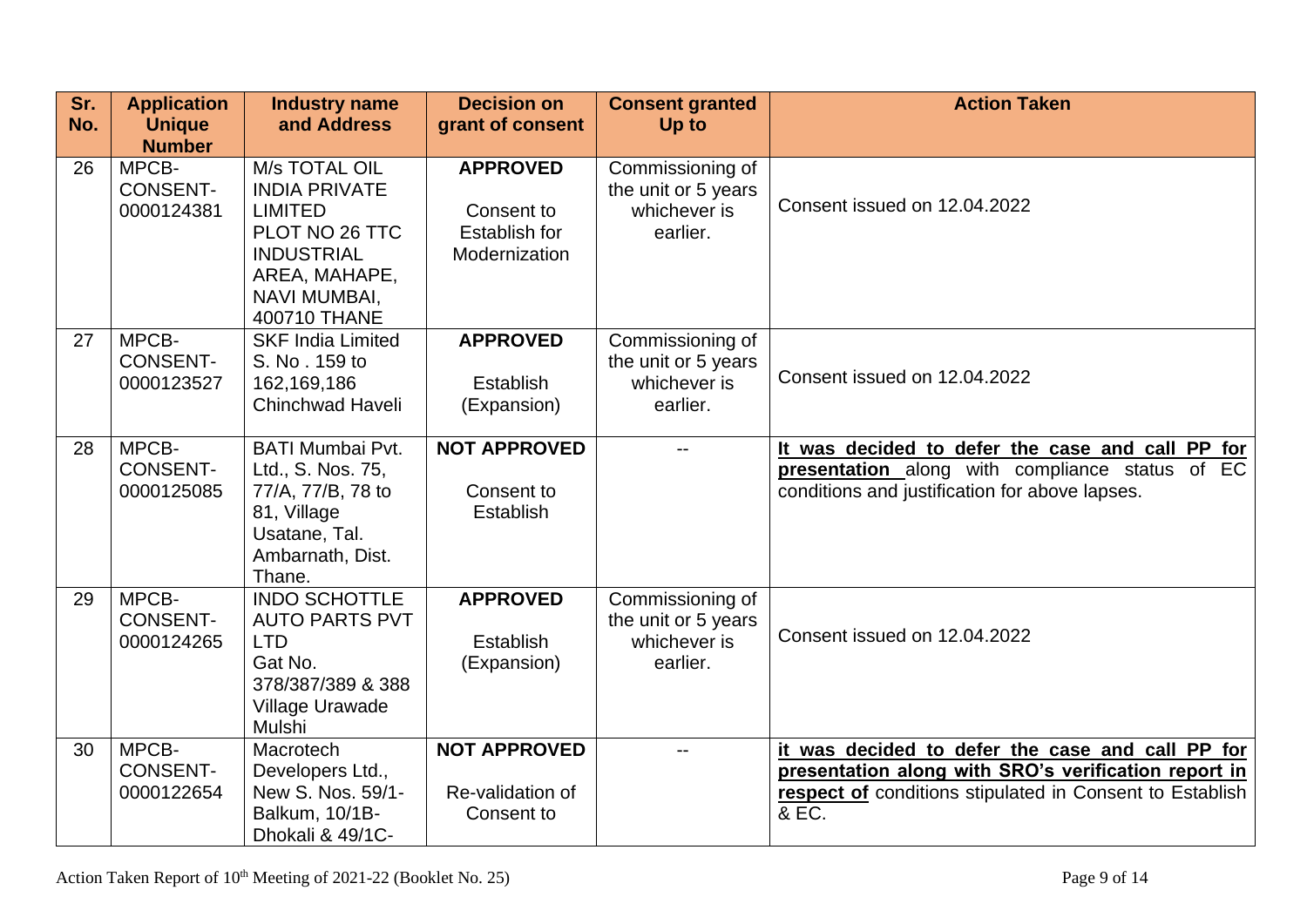| Sr. No. | Application Unique Number | Industry name and Address | Decision on grant of consent | Consent granted Up to | Action Taken |
|---|---|---|---|---|---|
| 26 | MPCB-CONSENT-0000124381 | M/s TOTAL OIL INDIA PRIVATE LIMITED PLOT NO 26 TTC INDUSTRIAL AREA, MAHAPE, NAVI MUMBAI, 400710 THANE | **APPROVED** Consent to Establish for Modernization | Commissioning of the unit or 5 years whichever is earlier. | Consent issued on 12.04.2022 |
| 27 | MPCB-CONSENT-0000123527 | SKF India Limited S. No . 159 to 162,169,186 Chinchwad Haveli | **APPROVED** Establish (Expansion) | Commissioning of the unit or 5 years whichever is earlier. | Consent issued on 12.04.2022 |
| 28 | MPCB-CONSENT-0000125085 | BATI Mumbai Pvt. Ltd., S. Nos. 75, 77/A, 77/B, 78 to 81, Village Usatane, Tal. Ambarnath, Dist. Thane. | **NOT APPROVED** Consent to Establish | -- | **It was decided to defer the case and call PP for presentation** along with compliance status of EC conditions and justification for above lapses. |
| 29 | MPCB-CONSENT-0000124265 | INDO SCHOTTLE AUTO PARTS PVT LTD Gat No. 378/387/389 & 388 Village Urawade Mulshi | **APPROVED** Establish (Expansion) | Commissioning of the unit or 5 years whichever is earlier. | Consent issued on 12.04.2022 |
| 30 | MPCB-CONSENT-0000122654 | Macrotech Developers Ltd., New S. Nos. 59/1-Balkum, 10/1B-Dhokali & 49/1C- | **NOT APPROVED** Re-validation of Consent to | -- | **it was decided to defer the case and call PP for presentation along with SRO's verification report in respect of** conditions stipulated in Consent to Establish & EC. |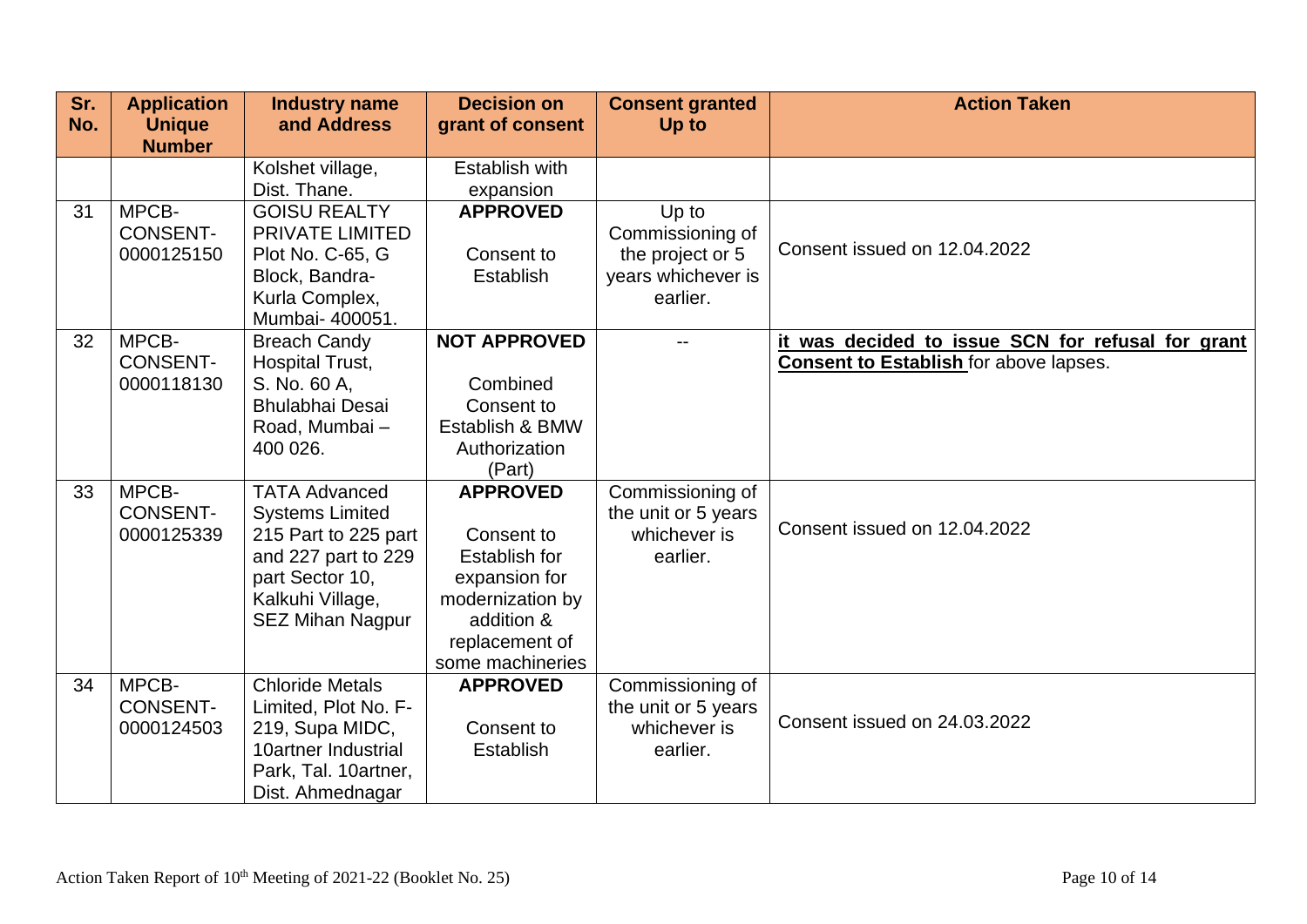| Sr. No. | Application Unique Number | Industry name and Address | Decision on grant of consent | Consent granted Up to | Action Taken |
|---|---|---|---|---|---|
| | | Kolshet village, Dist. Thane. | Establish with expansion | | |
| 31 | MPCB-CONSENT-0000125150 | GOISU REALTY PRIVATE LIMITED Plot No. C-65, G Block, Bandra-Kurla Complex, Mumbai- 400051. | **APPROVED** Consent to Establish | Up to Commissioning of the project or 5 years whichever is earlier. | Consent issued on 12.04.2022 |
| 32 | MPCB-CONSENT-0000118130 | Breach Candy Hospital Trust, S. No. 60 A, Bhulabhai Desai Road, Mumbai – 400 026. | **NOT APPROVED** Combined Consent to Establish & BMW Authorization (Part) | -- | **it was decided to issue SCN for refusal for grant Consent to Establish** for above lapses. |
| 33 | MPCB-CONSENT-0000125339 | TATA Advanced Systems Limited 215 Part to 225 part and 227 part to 229 part Sector 10, Kalkuhi Village, SEZ Mihan Nagpur | **APPROVED** Consent to Establish for expansion for modernization by addition & replacement of some machineries | Commissioning of the unit or 5 years whichever is earlier. | Consent issued on 12.04.2022 |
| 34 | MPCB-CONSENT-0000124503 | Chloride Metals Limited, Plot No. F-219, Supa MIDC, 10artner Industrial Park, Tal. 10artner, Dist. Ahmednagar | **APPROVED** Consent to Establish | Commissioning of the unit or 5 years whichever is earlier. | Consent issued on 24.03.2022 |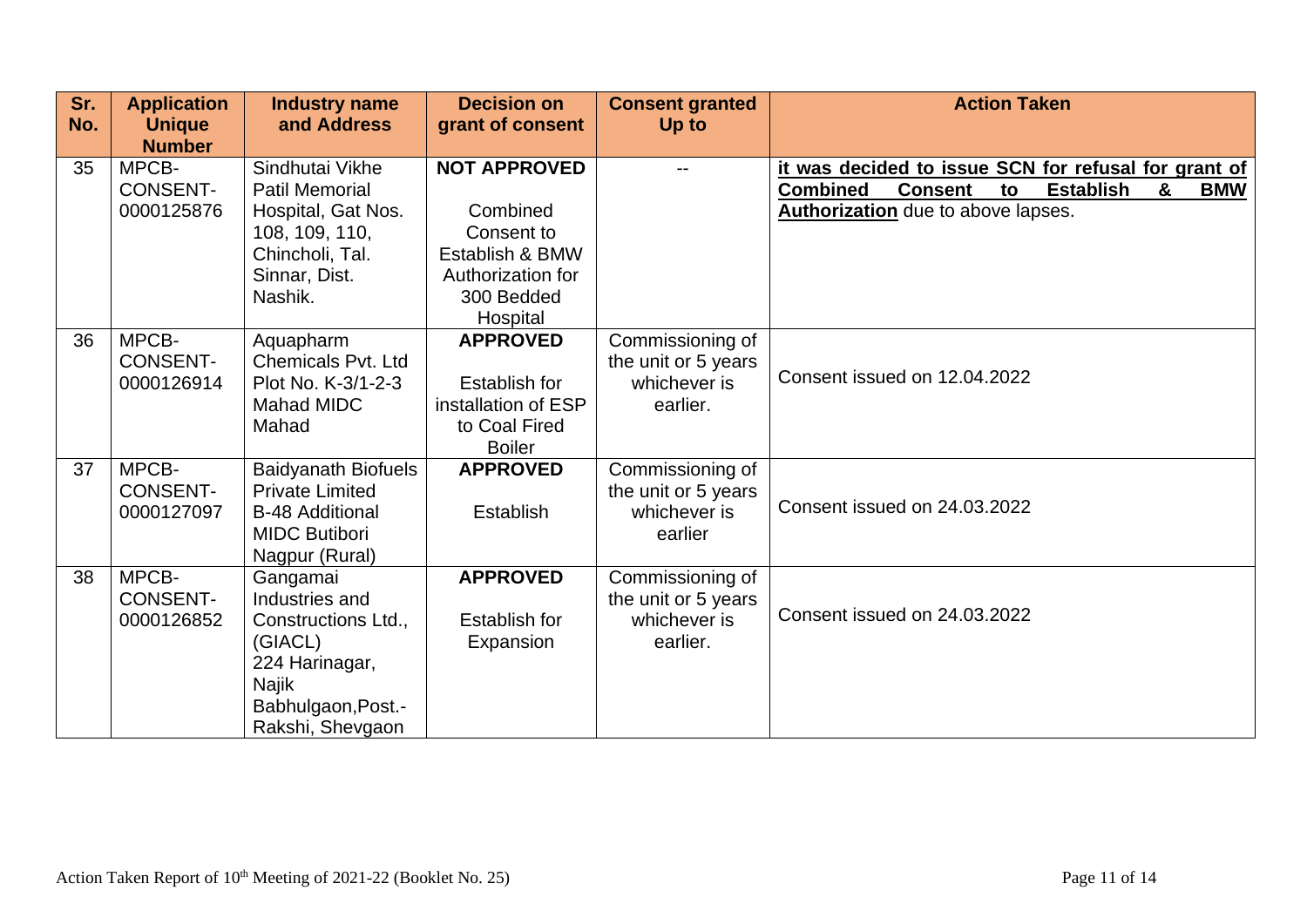| Sr. No. | Application Unique Number | Industry name and Address | Decision on grant of consent | Consent granted Up to | Action Taken |
|---|---|---|---|---|---|
| 35 | MPCB-CONSENT-0000125876 | Sindhutai Vikhe Patil Memorial Hospital, Gat Nos. 108, 109, 110, Chincholi, Tal. Sinnar, Dist. Nashik. | **NOT APPROVED** Combined Consent to Establish & BMW Authorization for 300 Bedded Hospital | -- | **it was decided to issue SCN for refusal for grant of Combined Consent to Establish & BMW Authorization** due to above lapses. |
| 36 | MPCB-CONSENT-0000126914 | Aquapharm Chemicals Pvt. Ltd Plot No. K-3/1-2-3 Mahad MIDC Mahad | **APPROVED** Establish for installation of ESP to Coal Fired Boiler | Commissioning of the unit or 5 years whichever is earlier. | Consent issued on 12.04.2022 |
| 37 | MPCB-CONSENT-0000127097 | Baidyanath Biofuels Private Limited B-48 Additional MIDC Butibori Nagpur (Rural) | **APPROVED** Establish | Commissioning of the unit or 5 years whichever is earlier | Consent issued on 24.03.2022 |
| 38 | MPCB-CONSENT-0000126852 | Gangamai Industries and Constructions Ltd., (GIACL) 224 Harinagar, Najik Babhulgaon,Post.-Rakshi, Shevgaon | **APPROVED** Establish for Expansion | Commissioning of the unit or 5 years whichever is earlier. | Consent issued on 24.03.2022 |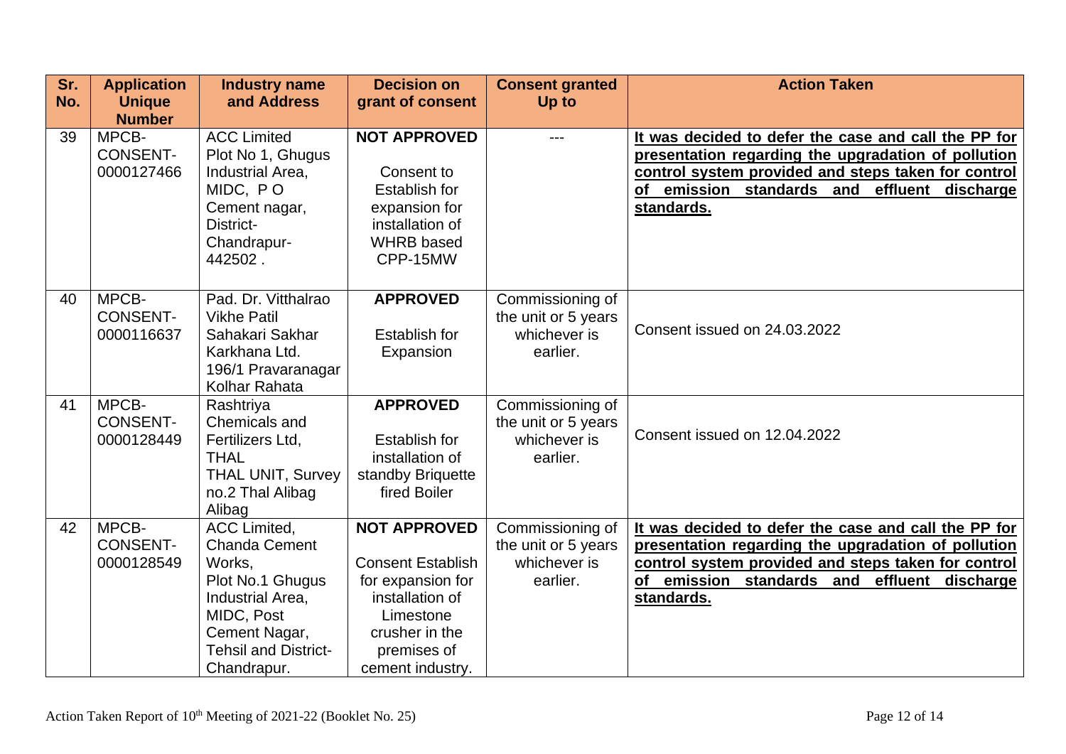| Sr. No. | Application Unique Number | Industry name and Address | Decision on grant of consent | Consent granted Up to | Action Taken |
|---|---|---|---|---|---|
| 39 | MPCB-CONSENT-0000127466 | ACC Limited Plot No 1, Ghugus Industrial Area, MIDC, P O Cement nagar, District-Chandrapur-442502 . | **NOT APPROVED** Consent to Establish for expansion for installation of WHRB based CPP-15MW | --- | **It was decided to defer the case and call the PP for presentation regarding the upgradation of pollution control system provided and steps taken for control of emission standards and effluent discharge standards.** |
| 40 | MPCB-CONSENT-0000116637 | Pad. Dr. Vitthalrao Vikhe Patil Sahakari Sakhar Karkhana Ltd. 196/1 Pravaranagar Kolhar Rahata | **APPROVED** Establish for Expansion | Commissioning of the unit or 5 years whichever is earlier. | Consent issued on 24.03.2022 |
| 41 | MPCB-CONSENT-0000128449 | Rashtriya Chemicals and Fertilizers Ltd, THAL THAL UNIT, Survey no.2 Thal Alibag Alibag | **APPROVED** Establish for installation of standby Briquette fired Boiler | Commissioning of the unit or 5 years whichever is earlier. | Consent issued on 12.04.2022 |
| 42 | MPCB-CONSENT-0000128549 | ACC Limited, Chanda Cement Works, Plot No.1 Ghugus Industrial Area, MIDC, Post Cement Nagar, Tehsil and District-Chandrapur. | **NOT APPROVED** Consent Establish for expansion for installation of Limestone crusher in the premises of cement industry. | Commissioning of the unit or 5 years whichever is earlier. | **It was decided to defer the case and call the PP for presentation regarding the upgradation of pollution control system provided and steps taken for control of emission standards and effluent discharge standards.** |

Action Taken Report of 10th Meeting of 2021-22 (Booklet No. 25)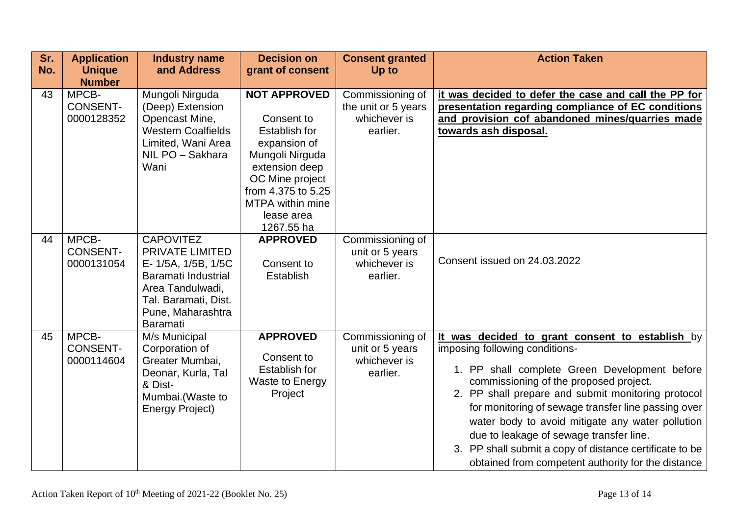| Sr. No. | Application Unique Number | Industry name and Address | Decision on grant of consent | Consent granted Up to | Action Taken |
|---|---|---|---|---|---|
| 43 | MPCB-CONSENT-0000128352 | Mungoli Nirguda (Deep) Extension Opencast Mine, Western Coalfields Limited, Wani Area NIL PO – Sakhara Wani | **NOT APPROVED** Consent to Establish for expansion of Mungoli Nirguda extension deep OC Mine project from 4.375 to 5.25 MTPA within mine lease area 1267.55 ha | Commissioning of the unit or 5 years whichever is earlier. | **it was decided to defer the case and call the PP for presentation regarding compliance of EC conditions and provision cof abandoned mines/quarries made towards ash disposal.** |
| 44 | MPCB-CONSENT-0000131054 | CAPOVITEZ PRIVATE LIMITED E- 1/5A, 1/5B, 1/5C Baramati Industrial Area Tandulwadi, Tal. Baramati, Dist. Pune, Maharashtra Baramati | **APPROVED** Consent to Establish | Commissioning of unit or 5 years whichever is earlier. | Consent issued on 24.03.2022 |
| 45 | MPCB-CONSENT-0000114604 | M/s Municipal Corporation of Greater Mumbai, Deonar, Kurla, Tal & Dist-Mumbai.(Waste to Energy Project) | **APPROVED** Consent to Establish for Waste to Energy Project | Commissioning of unit or 5 years whichever is earlier. | **It was decided to grant consent to establish** by imposing following conditions- 1. PP shall complete Green Development before commissioning of the proposed project. 2. PP shall prepare and submit monitoring protocol for monitoring of sewage transfer line passing over water body to avoid mitigate any water pollution due to leakage of sewage transfer line. 3. PP shall submit a copy of distance certificate to be obtained from competent authority for the distance |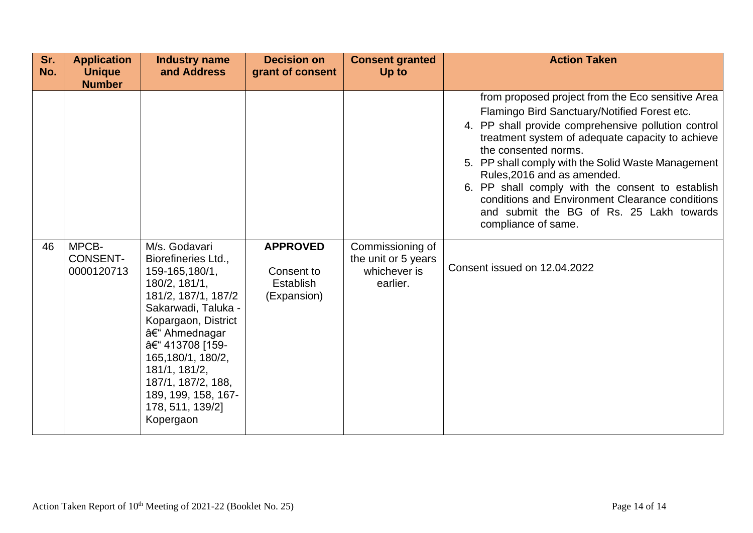| Sr. No. | Application Unique Number | Industry name and Address | Decision on grant of consent | Consent granted Up to | Action Taken |
|---|---|---|---|---|---|
| | | | | | from proposed project from the Eco sensitive Area Flamingo Bird Sanctuary/Notified Forest etc.<br>4. PP shall provide comprehensive pollution control treatment system of adequate capacity to achieve the consented norms.<br>5. PP shall comply with the Solid Waste Management Rules,2016 and as amended.<br>6. PP shall comply with the consent to establish conditions and Environment Clearance conditions and submit the BG of Rs. 25 Lakh towards compliance of same. |
| 46 | MPCB-CONSENT-0000120713 | M/s. Godavari Biorefineries Ltd., 159-165,180/1, 180/2, 181/1, 181/2, 187/1, 187/2 Sakarwadi, Taluka - Kopargaon, District â€“ Ahmednagar â€“ 413708 [159-165,180/1, 180/2, 181/1, 181/2, 187/1, 187/2, 188, 189, 199, 158, 167-178, 511, 139/2] Kopergaon | **APPROVED**<br>Consent to Establish (Expansion) | Commissioning of the unit or 5 years whichever is earlier. | Consent issued on 12.04.2022 |